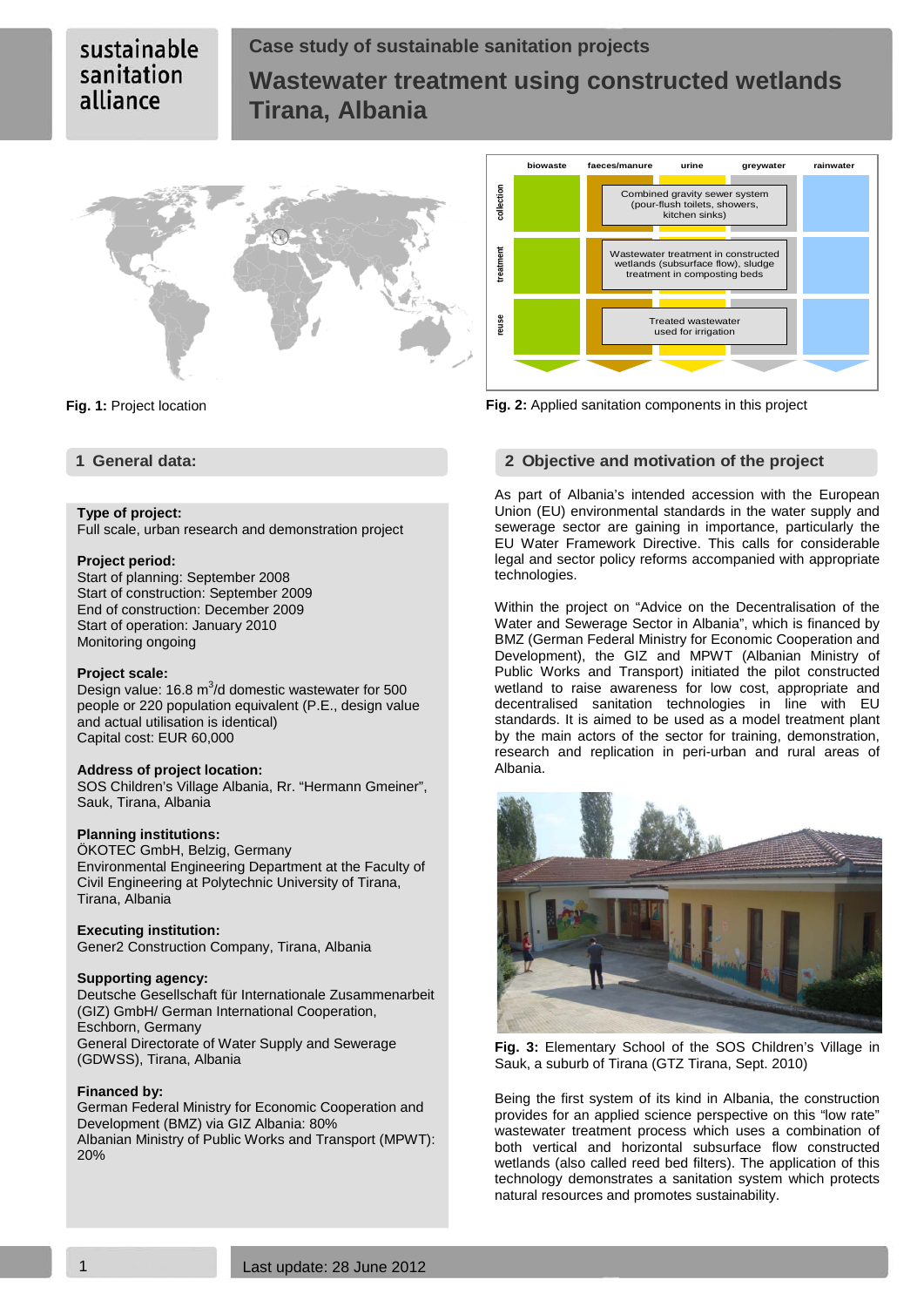sustainable sanitation alliance

# Case study of sustainable sanitation projects

# Wastewater treatment using constructed wetlands Tirana, Albania

**Fig. 1:** Project location

| | biowaste | faeces/manure | urine | greywater | rainwater |
|---|---|---|---|---|---|
| collection | | Combined gravity sewer system (pour-flush toilets, showers, kitchen sinks) | | | |
| treatment | | Wastewater treatment in constructed wetlands (subsurface flow), sludge treatment in composting beds | | | |
| reuse | | Treated wastewater used for irrigation | | | |

**Fig. 2:** Applied sanitation components in this project

## 1 General data:

**Type of project:**
Full scale, urban research and demonstration project

**Project period:**
Start of planning: September 2008
Start of construction: September 2009
End of construction: December 2009
Start of operation: January 2010
Monitoring ongoing

**Project scale:**
Design value: 16.8 $m^3$/d domestic wastewater for 500 people or 220 population equivalent (P.E., design value and actual utilisation is identical)
Capital cost: EUR 60,000

**Address of project location:**
SOS Children's Village Albania, Rr. "Hermann Gmeiner", Sauk, Tirana, Albania

**Planning institutions:**
ÖKOTEC GmbH, Belzig, Germany
Environmental Engineering Department at the Faculty of Civil Engineering at Polytechnic University of Tirana, Tirana, Albania

**Executing institution:**
Gener2 Construction Company, Tirana, Albania

**Supporting agency:**
Deutsche Gesellschaft für Internationale Zusammenarbeit (GIZ) GmbH/ German International Cooperation, Eschborn, Germany
General Directorate of Water Supply and Sewerage (GDWSS), Tirana, Albania

**Financed by:**
German Federal Ministry for Economic Cooperation and Development (BMZ) via GIZ Albania: 80%
Albanian Ministry of Public Works and Transport (MPWT): 20%

## 2 Objective and motivation of the project

As part of Albania's intended accession with the European Union (EU) environmental standards in the water supply and sewerage sector are gaining in importance, particularly the EU Water Framework Directive. This calls for considerable legal and sector policy reforms accompanied with appropriate technologies.

Within the project on "Advice on the Decentralisation of the Water and Sewerage Sector in Albania", which is financed by BMZ (German Federal Ministry for Economic Cooperation and Development), the GIZ and MPWT (Albanian Ministry of Public Works and Transport) initiated the pilot constructed wetland to raise awareness for low cost, appropriate and decentralised sanitation technologies in line with EU standards. It is aimed to be used as a model treatment plant by the main actors of the sector for training, demonstration, research and replication in peri-urban and rural areas of Albania.

**Fig. 3:** Elementary School of the SOS Children's Village in Sauk, a suburb of Tirana (GTZ Tirana, Sept. 2010)

Being the first system of its kind in Albania, the construction provides for an applied science perspective on this "low rate" wastewater treatment process which uses a combination of both vertical and horizontal subsurface flow constructed wetlands (also called reed bed filters). The application of this technology demonstrates a sanitation system which protects natural resources and promotes sustainability.

Last update: 28 June 2012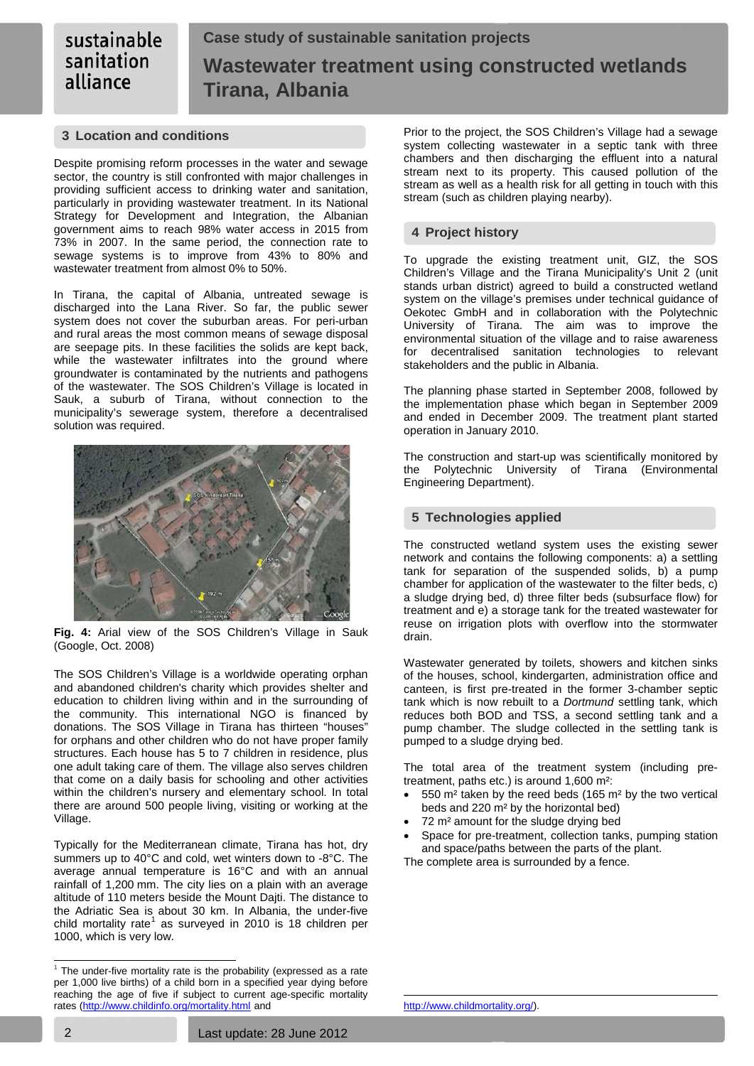## 3 Location and conditions

Despite promising reform processes in the water and sewage sector, the country is still confronted with major challenges in providing sufficient access to drinking water and sanitation, particularly in providing wastewater treatment. In its National Strategy for Development and Integration, the Albanian government aims to reach 98% water access in 2015 from 73% in 2007. In the same period, the connection rate to sewage systems is to improve from 43% to 80% and wastewater treatment from almost 0% to 50%.

In Tirana, the capital of Albania, untreated sewage is discharged into the Lana River. So far, the public sewer system does not cover the suburban areas. For peri-urban and rural areas the most common means of sewage disposal are seepage pits. In these facilities the solids are kept back, while the wastewater infiltrates into the ground where groundwater is contaminated by the nutrients and pathogens of the wastewater. The SOS Children's Village is located in Sauk, a suburb of Tirana, without connection to the municipality's sewerage system, therefore a decentralised solution was required.

**Fig. 4:** Arial view of the SOS Children's Village in Sauk (Google, Oct. 2008)

The SOS Children's Village is a worldwide operating orphan and abandoned children's charity which provides shelter and education to children living within and in the surrounding of the community. This international NGO is financed by donations. The SOS Village in Tirana has thirteen "houses" for orphans and other children who do not have proper family structures. Each house has 5 to 7 children in residence, plus one adult taking care of them. The village also serves children that come on a daily basis for schooling and other activities within the children's nursery and elementary school. In total there are around 500 people living, visiting or working at the Village.

Typically for the Mediterranean climate, Tirana has hot, dry summers up to 40°C and cold, wet winters down to -8°C. The average annual temperature is 16°C and with an annual rainfall of 1,200 mm. The city lies on a plain with an average altitude of 110 meters beside the Mount Dajti. The distance to the Adriatic Sea is about 30 km. In Albania, the under-five child mortality rate[1] as surveyed in 2010 is 18 children per 1000, which is very low.

Prior to the project, the SOS Children's Village had a sewage system collecting wastewater in a septic tank with three chambers and then discharging the effluent into a natural stream next to its property. This caused pollution of the stream as well as a health risk for all getting in touch with this stream (such as children playing nearby).

## 4 Project history

To upgrade the existing treatment unit, GIZ, the SOS Children's Village and the Tirana Municipality's Unit 2 (unit stands urban district) agreed to build a constructed wetland system on the village's premises under technical guidance of Oekotec GmbH and in collaboration with the Polytechnic University of Tirana. The aim was to improve the environmental situation of the village and to raise awareness for decentralised sanitation technologies to relevant stakeholders and the public in Albania.

The planning phase started in September 2008, followed by the implementation phase which began in September 2009 and ended in December 2009. The treatment plant started operation in January 2010.

The construction and start-up was scientifically monitored by the Polytechnic University of Tirana (Environmental Engineering Department).

## 5 Technologies applied

The constructed wetland system uses the existing sewer network and contains the following components: a) a settling tank for separation of the suspended solids, b) a pump chamber for application of the wastewater to the filter beds, c) a sludge drying bed, d) three filter beds (subsurface flow) for treatment and e) a storage tank for the treated wastewater for reuse on irrigation plots with overflow into the stormwater drain.

Wastewater generated by toilets, showers and kitchen sinks of the houses, school, kindergarten, administration office and canteen, is first pre-treated in the former 3-chamber septic tank which is now rebuilt to a *Dortmund* settling tank, which reduces both BOD and TSS, a second settling tank and a pump chamber. The sludge collected in the settling tank is pumped to a sludge drying bed.

The total area of the treatment system (including pre-treatment, paths etc.) is around 1,600 m²:

- 550 m² taken by the reed beds (165 m² by the two vertical beds and 220 m² by the horizontal bed)
- 72 m² amount for the sludge drying bed
- Space for pre-treatment, collection tanks, pumping station and space/paths between the parts of the plant.

The complete area is surrounded by a fence.

[1] The under-five mortality rate is the probability (expressed as a rate per 1,000 live births) of a child born in a specified year dying before reaching the age of five if subject to current age-specific mortality rates (http://www.childinfo.org/mortality.html and http://www.childmortality.org/).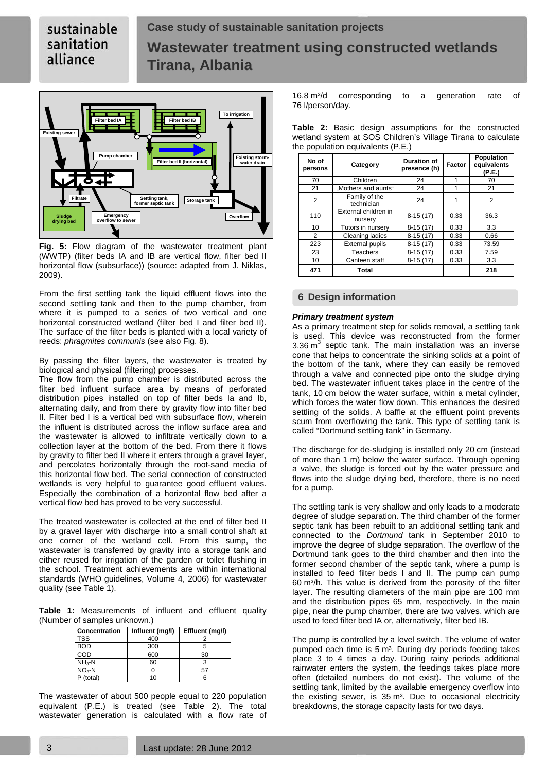Fig. 5: Flow diagram of the wastewater treatment plant (WWTP) (filter beds IA and IB are vertical flow, filter bed II horizontal flow (subsurface)) (source: adapted from J. Niklas, 2009).

From the first settling tank the liquid effluent flows into the second settling tank and then to the pump chamber, from where it is pumped to a series of two vertical and one horizontal constructed wetland (filter bed I and filter bed II). The surface of the filter beds is planted with a local variety of reeds: *phragmites communis* (see also Fig. 8).

By passing the filter layers, the wastewater is treated by biological and physical (filtering) processes.
The flow from the pump chamber is distributed across the filter bed influent surface area by means of perforated distribution pipes installed on top of filter beds Ia and Ib, alternating daily, and from there by gravity flow into filter bed II. Filter bed I is a vertical bed with subsurface flow, wherein the influent is distributed across the inflow surface area and the wastewater is allowed to infiltrate vertically down to a collection layer at the bottom of the bed. From there it flows by gravity to filter bed II where it enters through a gravel layer, and percolates horizontally through the root-sand media of this horizontal flow bed. The serial connection of constructed wetlands is very helpful to guarantee good effluent values. Especially the combination of a horizontal flow bed after a vertical flow bed has proved to be very successful.

The treated wastewater is collected at the end of filter bed II by a gravel layer with discharge into a small control shaft at one corner of the wetland cell. From this sump, the wastewater is transferred by gravity into a storage tank and either reused for irrigation of the garden or toilet flushing in the school. Treatment achievements are within international standards (WHO guidelines, Volume 4, 2006) for wastewater quality (see Table 1).

**Table 1:** Measurements of influent and effluent quality (Number of samples unknown.)

| Concentration | Influent (mg/l) | Effluent (mg/l) |
|---|---|---|
| TSS | 400 | 2 |
| BOD | 300 | 5 |
| COD | 600 | 30 |
| $NH_3$-N | 60 | 3 |
| $NO_3$-N | 0 | 57 |
| P (total) | 10 | 6 |

The wastewater of about 500 people equal to 220 population equivalent (P.E.) is treated (see Table 2). The total wastewater generation is calculated with a flow rate of 16.8 m³/d corresponding to a generation rate of 76 l/person/day.

**Table 2:** Basic design assumptions for the constructed wetland system at SOS Children's Village Tirana to calculate the population equivalents (P.E.)

| No of persons | Category | Duration of presence (h) | Factor | Population equivalents (P.E.) |
|---|---|---|---|---|
| 70 | Children | 24 | 1 | 70 |
| 21 | „Mothers and aunts“ | 24 | 1 | 21 |
| 2 | Family of the technician | 24 | 1 | 2 |
| 110 | External children in nursery | 8-15 (17) | 0.33 | 36.3 |
| 10 | Tutors in nursery | 8-15 (17) | 0.33 | 3.3 |
| 2 | Cleaning ladies | 8-15 (17) | 0.33 | 0.66 |
| 223 | External pupils | 8-15 (17) | 0.33 | 73.59 |
| 23 | Teachers | 8-15 (17) | 0.33 | 7.59 |
| 10 | Canteen staff | 8-15 (17) | 0.33 | 3.3 |
| **471** | **Total** | | | **218** |

## 6 Design information

### *Primary treatment system*

As a primary treatment step for solids removal, a settling tank is used. This device was reconstructed from the former 3.36 m³ septic tank. The main installation was an inverse cone that helps to concentrate the sinking solids at a point of the bottom of the tank, where they can easily be removed through a valve and connected pipe onto the sludge drying bed. The wastewater influent takes place in the centre of the tank, 10 cm below the water surface, within a metal cylinder, which forces the water flow down. This enhances the desired settling of the solids. A baffle at the effluent point prevents scum from overflowing the tank. This type of settling tank is called "Dortmund settling tank" in Germany.

The discharge for de-sludging is installed only 20 cm (instead of more than 1 m) below the water surface. Through opening a valve, the sludge is forced out by the water pressure and flows into the sludge drying bed, therefore, there is no need for a pump.

The settling tank is very shallow and only leads to a moderate degree of sludge separation. The third chamber of the former septic tank has been rebuilt to an additional settling tank and connected to the *Dortmund* tank in September 2010 to improve the degree of sludge separation. The overflow of the Dortmund tank goes to the third chamber and then into the former second chamber of the septic tank, where a pump is installed to feed filter beds I and II. The pump can pump 60 m³/h. This value is derived from the porosity of the filter layer. The resulting diameters of the main pipe are 100 mm and the distribution pipes 65 mm, respectively. In the main pipe, near the pump chamber, there are two valves, which are used to feed filter bed IA or, alternatively, filter bed IB.

The pump is controlled by a level switch. The volume of water pumped each time is 5 m³. During dry periods feeding takes place 3 to 4 times a day. During rainy periods additional rainwater enters the system, the feedings takes place more often (detailed numbers do not exist). The volume of the settling tank, limited by the available emergency overflow into the existing sewer, is 35 m³. Due to occasional electricity breakdowns, the storage capacity lasts for two days.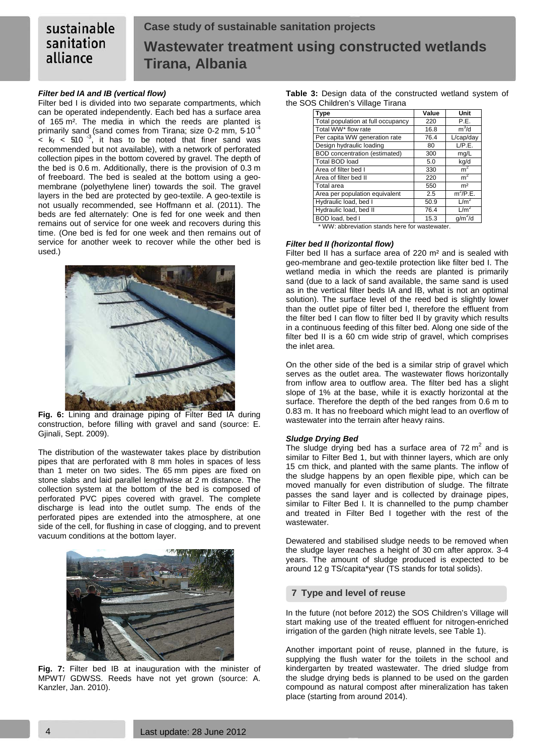#### *Filter bed IA and IB (vertical flow)*

Filter bed I is divided into two separate compartments, which can be operated independently. Each bed has a surface area of 165 m². The media in which the reeds are planted is primarily sand (sand comes from Tirana; size 0-2 mm, $5 \cdot 10^{-4} < k_f < 5 \cdot 10^{-3}$, it has to be noted that finer sand was recommended but not available), with a network of perforated collection pipes in the bottom covered by gravel. The depth of the bed is 0.6 m. Additionally, there is the provision of 0.3 m of freeboard. The bed is sealed at the bottom using a geo-membrane (polyethylene liner) towards the soil. The gravel layers in the bed are protected by geo-textile. A geo-textile is not usually recommended, see Hoffmann et al. (2011). The beds are fed alternately: One is fed for one week and then remains out of service for one week and recovers during this time. (One bed is fed for one week and then remains out of service for another week to recover while the other bed is used.)

**Fig. 6:** Lining and drainage piping of Filter Bed IA during construction, before filling with gravel and sand (source: E. Gjinali, Sept. 2009).

The distribution of the wastewater takes place by distribution pipes that are perforated with 8 mm holes in spaces of less than 1 meter on two sides. The 65 mm pipes are fixed on stone slabs and laid parallel lengthwise at 2 m distance. The collection system at the bottom of the bed is composed of perforated PVC pipes covered with gravel. The complete discharge is lead into the outlet sump. The ends of the perforated pipes are extended into the atmosphere, at one side of the cell, for flushing in case of clogging, and to prevent vacuum conditions at the bottom layer.

**Fig. 7:** Filter bed IB at inauguration with the minister of MPWT/ GDWSS. Reeds have not yet grown (source: A. Kanzler, Jan. 2010).

**Table 3:** Design data of the constructed wetland system of the SOS Children's Village Tirana

| Type | Value | Unit |
|---|---|---|
| Total population at full occupancy | 220 | P.E. |
| Total WW* flow rate | 16.8 | m³/d |
| Per capita WW generation rate | 76.4 | L/cap/day |
| Design hydraulic loading | 80 | L/P.E. |
| BOD concentration (estimated) | 300 | mg/L |
| Total BOD load | 5.0 | kg/d |
| Area of filter bed I | 330 | m² |
| Area of filter bed II | 220 | m² |
| Total area | 550 | m² |
| Area per population equivalent | 2.5 | m²/P.E. |
| Hydraulic load, bed I | 50.9 | L/m² |
| Hydraulic load, bed II | 76.4 | L/m² |
| BOD load, bed I | 15.3 | g/m²/d |

\* WW: abbreviation stands here for wastewater.

#### *Filter bed II (horizontal flow)*

Filter bed II has a surface area of 220 m² and is sealed with geo-membrane and geo-textile protection like filter bed I. The wetland media in which the reeds are planted is primarily sand (due to a lack of sand available, the same sand is used as in the vertical filter beds IA and IB, what is not an optimal solution). The surface level of the reed bed is slightly lower than the outlet pipe of filter bed I, therefore the effluent from the filter bed I can flow to filter bed II by gravity which results in a continuous feeding of this filter bed. Along one side of the filter bed II is a 60 cm wide strip of gravel, which comprises the inlet area.

On the other side of the bed is a similar strip of gravel which serves as the outlet area. The wastewater flows horizontally from inflow area to outflow area. The filter bed has a slight slope of 1% at the base, while it is exactly horizontal at the surface. Therefore the depth of the bed ranges from 0.6 m to 0.83 m. It has no freeboard which might lead to an overflow of wastewater into the terrain after heavy rains.

#### *Sludge Drying Bed*

The sludge drying bed has a surface area of 72 m² and is similar to Filter Bed 1, but with thinner layers, which are only 15 cm thick, and planted with the same plants. The inflow of the sludge happens by an open flexible pipe, which can be moved manually for even distribution of sludge. The filtrate passes the sand layer and is collected by drainage pipes, similar to Filter Bed I. It is channelled to the pump chamber and treated in Filter Bed I together with the rest of the wastewater.

Dewatered and stabilised sludge needs to be removed when the sludge layer reaches a height of 30 cm after approx. 3-4 years. The amount of sludge produced is expected to be around 12 g TS/capita*year (TS stands for total solids).

## 7 Type and level of reuse

In the future (not before 2012) the SOS Children's Village will start making use of the treated effluent for nitrogen-enriched irrigation of the garden (high nitrate levels, see Table 1).

Another important point of reuse, planned in the future, is supplying the flush water for the toilets in the school and kindergarten by treated wastewater. The dried sludge from the sludge drying beds is planned to be used on the garden compound as natural compost after mineralization has taken place (starting from around 2014).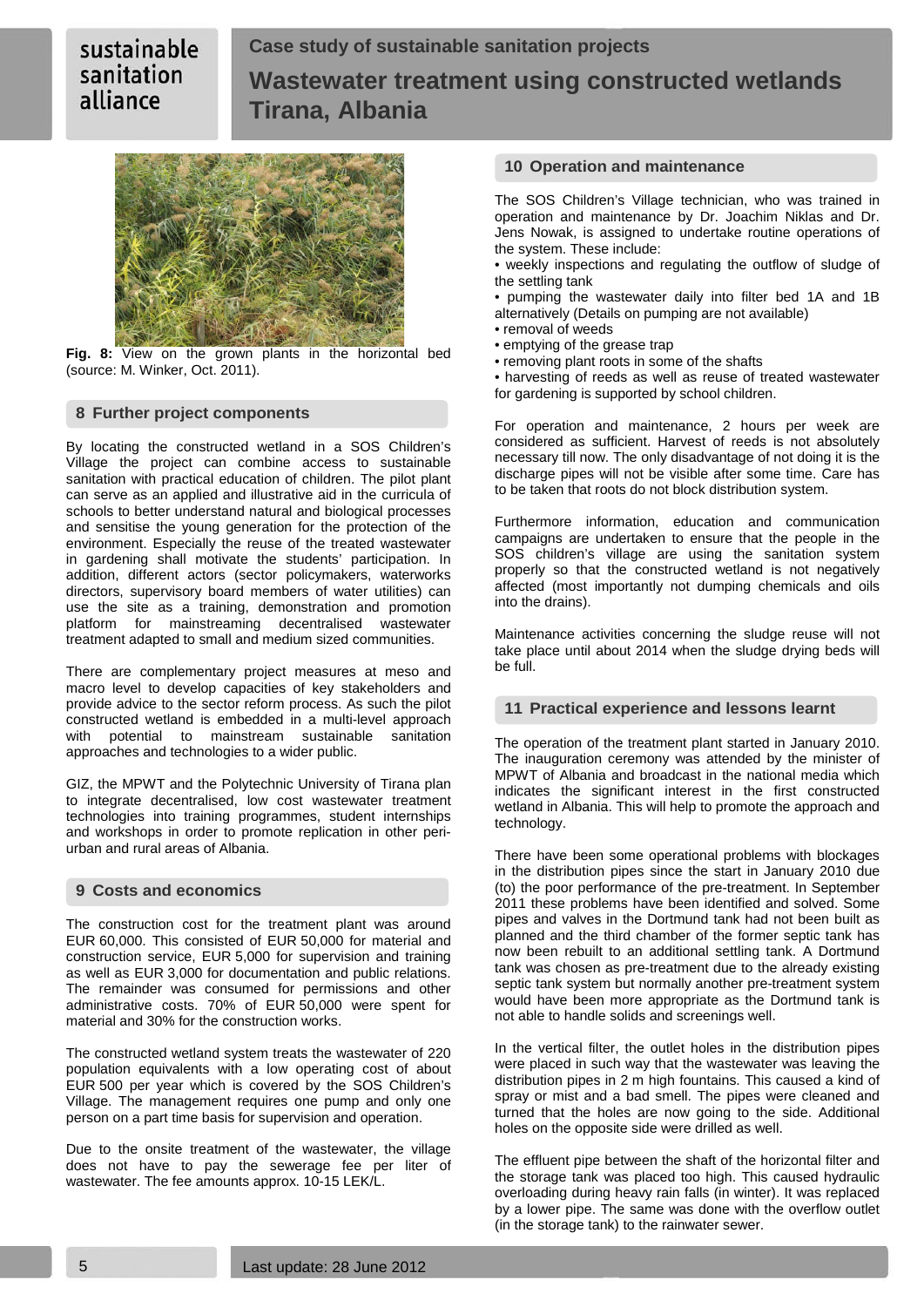Fig. 8: View on the grown plants in the horizontal bed (source: M. Winker, Oct. 2011).

## 8 Further project components

By locating the constructed wetland in a SOS Children's Village the project can combine access to sustainable sanitation with practical education of children. The pilot plant can serve as an applied and illustrative aid in the curricula of schools to better understand natural and biological processes and sensitise the young generation for the protection of the environment. Especially the reuse of the treated wastewater in gardening shall motivate the students' participation. In addition, different actors (sector policymakers, waterworks directors, supervisory board members of water utilities) can use the site as a training, demonstration and promotion platform for mainstreaming decentralised wastewater treatment adapted to small and medium sized communities.

There are complementary project measures at meso and macro level to develop capacities of key stakeholders and provide advice to the sector reform process. As such the pilot constructed wetland is embedded in a multi-level approach with potential to mainstream sustainable sanitation approaches and technologies to a wider public.

GIZ, the MPWT and the Polytechnic University of Tirana plan to integrate decentralised, low cost wastewater treatment technologies into training programmes, student internships and workshops in order to promote replication in other peri-urban and rural areas of Albania.

## 9 Costs and economics

The construction cost for the treatment plant was around EUR 60,000. This consisted of EUR 50,000 for material and construction service, EUR 5,000 for supervision and training as well as EUR 3,000 for documentation and public relations. The remainder was consumed for permissions and other administrative costs. 70% of EUR 50,000 were spent for material and 30% for the construction works.

The constructed wetland system treats the wastewater of 220 population equivalents with a low operating cost of about EUR 500 per year which is covered by the SOS Children's Village. The management requires one pump and only one person on a part time basis for supervision and operation.

Due to the onsite treatment of the wastewater, the village does not have to pay the sewerage fee per liter of wastewater. The fee amounts approx. 10-15 LEK/L.

## 10 Operation and maintenance

The SOS Children's Village technician, who was trained in operation and maintenance by Dr. Joachim Niklas and Dr. Jens Nowak, is assigned to undertake routine operations of the system. These include:

- weekly inspections and regulating the outflow of sludge of the settling tank
- pumping the wastewater daily into filter bed 1A and 1B alternatively (Details on pumping are not available)
- removal of weeds
- emptying of the grease trap
- removing plant roots in some of the shafts
- harvesting of reeds as well as reuse of treated wastewater for gardening is supported by school children.

For operation and maintenance, 2 hours per week are considered as sufficient. Harvest of reeds is not absolutely necessary till now. The only disadvantage of not doing it is the discharge pipes will not be visible after some time. Care has to be taken that roots do not block distribution system.

Furthermore information, education and communication campaigns are undertaken to ensure that the people in the SOS children's village are using the sanitation system properly so that the constructed wetland is not negatively affected (most importantly not dumping chemicals and oils into the drains).

Maintenance activities concerning the sludge reuse will not take place until about 2014 when the sludge drying beds will be full.

## 11 Practical experience and lessons learnt

The operation of the treatment plant started in January 2010. The inauguration ceremony was attended by the minister of MPWT of Albania and broadcast in the national media which indicates the significant interest in the first constructed wetland in Albania. This will help to promote the approach and technology.

There have been some operational problems with blockages in the distribution pipes since the start in January 2010 due (to) the poor performance of the pre-treatment. In September 2011 these problems have been identified and solved. Some pipes and valves in the Dortmund tank had not been built as planned and the third chamber of the former septic tank has now been rebuilt to an additional settling tank. A Dortmund tank was chosen as pre-treatment due to the already existing septic tank system but normally another pre-treatment system would have been more appropriate as the Dortmund tank is not able to handle solids and screenings well.

In the vertical filter, the outlet holes in the distribution pipes were placed in such way that the wastewater was leaving the distribution pipes in 2 m high fountains. This caused a kind of spray or mist and a bad smell. The pipes were cleaned and turned that the holes are now going to the side. Additional holes on the opposite side were drilled as well.

The effluent pipe between the shaft of the horizontal filter and the storage tank was placed too high. This caused hydraulic overloading during heavy rain falls (in winter). It was replaced by a lower pipe. The same was done with the overflow outlet (in the storage tank) to the rainwater sewer.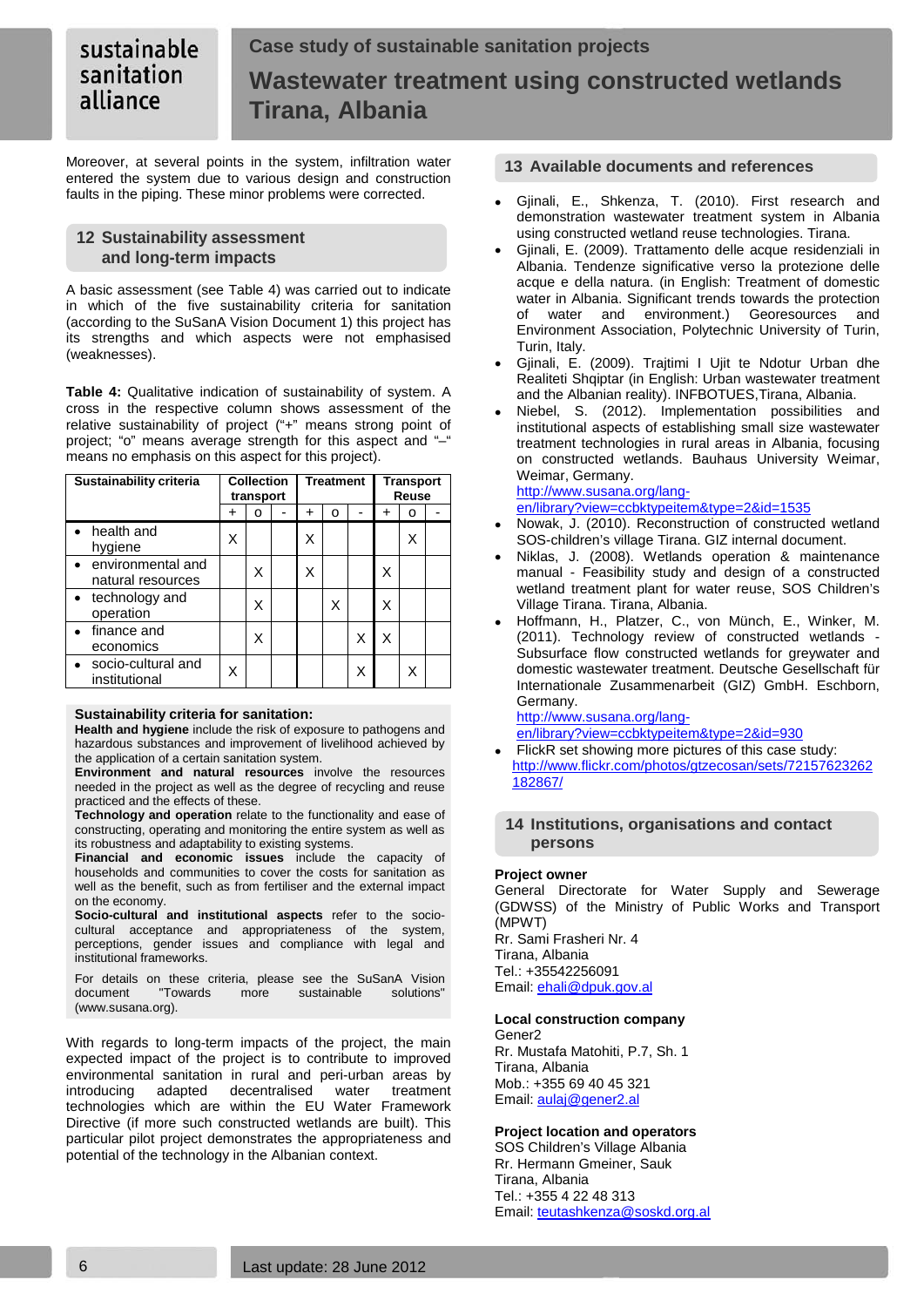Moreover, at several points in the system, infiltration water entered the system due to various design and construction faults in the piping. These minor problems were corrected.

## 12 Sustainability assessment and long-term impacts

A basic assessment (see Table 4) was carried out to indicate in which of the five sustainability criteria for sanitation (according to the SuSanA Vision Document 1) this project has its strengths and which aspects were not emphasised (weaknesses).

**Table 4:** Qualitative indication of sustainability of system. A cross in the respective column shows assessment of the relative sustainability of project ("+" means strong point of project; "o" means average strength for this aspect and "–" means no emphasis on this aspect for this project).

| Sustainability criteria | Collection transport | | | Treatment | | | Transport Reuse | | |
|---|---|---|---|---|---|---|---|---|---|
| | + | o | - | + | o | - | + | o | - |
| • health and hygiene | X | | | X | | | | X | |
| • environmental and natural resources | | X | | X | | | X | | |
| • technology and operation | | X | | | X | | X | | |
| • finance and economics | | X | | | | X | X | | |
| • socio-cultural and institutional | X | | | | | X | | X | |

**Sustainability criteria for sanitation:**

**Health and hygiene** include the risk of exposure to pathogens and hazardous substances and improvement of livelihood achieved by the application of a certain sanitation system.

**Environment and natural resources** involve the resources needed in the project as well as the degree of recycling and reuse practiced and the effects of these.

**Technology and operation** relate to the functionality and ease of constructing, operating and monitoring the entire system as well as its robustness and adaptability to existing systems.

**Financial and economic issues** include the capacity of households and communities to cover the costs for sanitation as well as the benefit, such as from fertiliser and the external impact on the economy.

**Socio-cultural and institutional aspects** refer to the socio-cultural acceptance and appropriateness of the system, perceptions, gender issues and compliance with legal and institutional frameworks.

For details on these criteria, please see the SuSanA Vision document "Towards more sustainable solutions" (www.susana.org).

With regards to long-term impacts of the project, the main expected impact of the project is to contribute to improved environmental sanitation in rural and peri-urban areas by introducing adapted decentralised water treatment technologies which are within the EU Water Framework Directive (if more such constructed wetlands are built). This particular pilot project demonstrates the appropriateness and potential of the technology in the Albanian context.

## 13 Available documents and references

- Gjinali, E., Shkenza, T. (2010). First research and demonstration wastewater treatment system in Albania using constructed wetland reuse technologies. Tirana.
- Gjinali, E. (2009). Trattamento delle acque residenziali in Albania. Tendenze significative verso la protezione delle acque e della natura. (in English: Treatment of domestic water in Albania. Significant trends towards the protection of water and environment.) Georesources and Environment Association, Polytechnic University of Turin, Turin, Italy.
- Gjinali, E. (2009). Trajtimi I Ujit te Ndotur Urban dhe Realiteti Shqiptar (in English: Urban wastewater treatment and the Albanian reality). INFBOTUES,Tirana, Albania.
- Niebel, S. (2012). Implementation possibilities and institutional aspects of establishing small size wastewater treatment technologies in rural areas in Albania, focusing on constructed wetlands. Bauhaus University Weimar, Weimar, Germany.  
  http://www.susana.org/lang-en/library?view=ccbktypeitem&type=2&id=1535
- Nowak, J. (2010). Reconstruction of constructed wetland SOS-children's village Tirana. GIZ internal document.
- Niklas, J. (2008). Wetlands operation & maintenance manual - Feasibility study and design of a constructed wetland treatment plant for water reuse, SOS Children's Village Tirana. Tirana, Albania.
- Hoffmann, H., Platzer, C., von Münch, E., Winker, M. (2011). Technology review of constructed wetlands - Subsurface flow constructed wetlands for greywater and domestic wastewater treatment. Deutsche Gesellschaft für Internationale Zusammenarbeit (GIZ) GmbH. Eschborn, Germany.  
  http://www.susana.org/lang-en/library?view=ccbktypeitem&type=2&id=930
- FlickR set showing more pictures of this case study: http://www.flickr.com/photos/gtzecosan/sets/72157623262182867/

## 14 Institutions, organisations and contact persons

**Project owner**  
General Directorate for Water Supply and Sewerage (GDWSS) of the Ministry of Public Works and Transport (MPWT)  
Rr. Sami Frasheri Nr. 4  
Tirana, Albania  
Tel.: +35542256091  
Email: ehali@dpuk.gov.al

**Local construction company**  
Gener2  
Rr. Mustafa Matohiti, P.7, Sh. 1  
Tirana, Albania  
Mob.: +355 69 40 45 321  
Email: aulaj@gener2.al

**Project location and operators**  
SOS Children's Village Albania  
Rr. Hermann Gmeiner, Sauk  
Tirana, Albania  
Tel.: +355 4 22 48 313  
Email: teutashkenza@soskd.org.al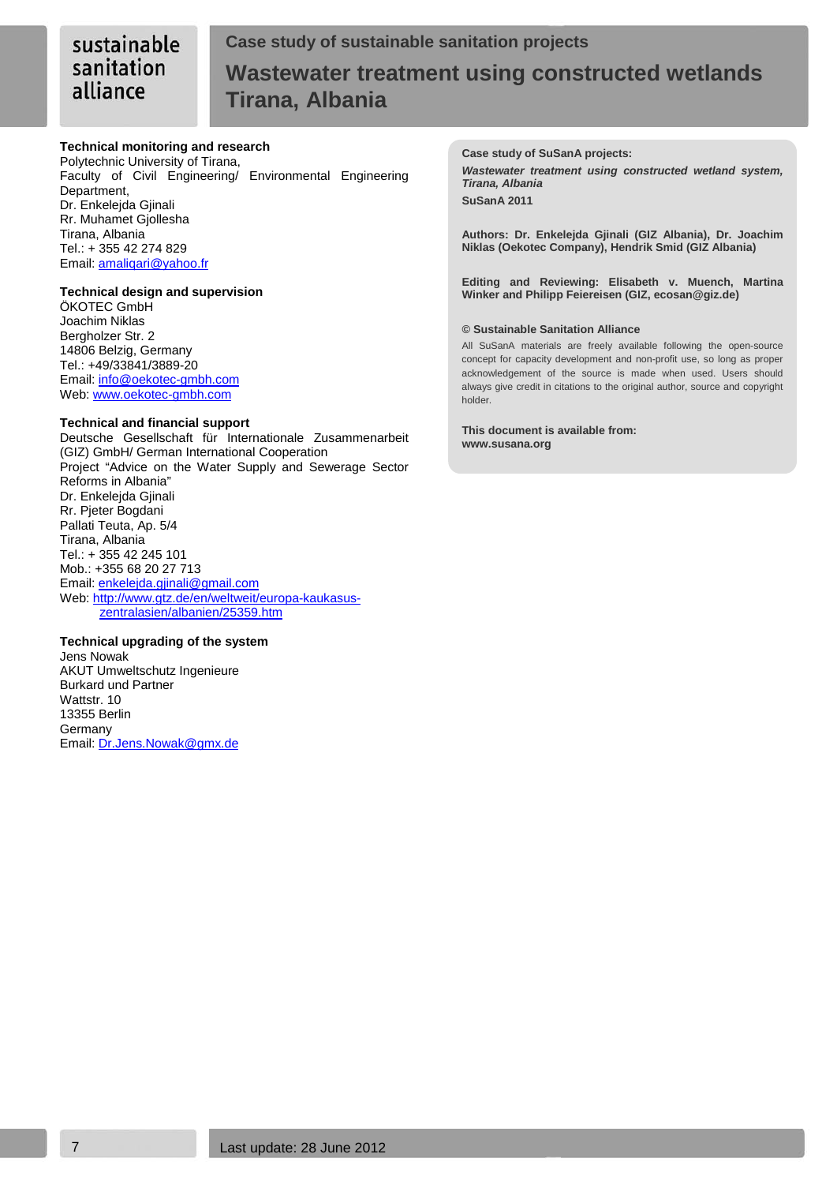**Technical monitoring and research**
Polytechnic University of Tirana,
Faculty of Civil Engineering/ Environmental Engineering Department,
Dr. Enkelejda Gjinali
Rr. Muhamet Gjollesha
Tirana, Albania
Tel.: + 355 42 274 829
Email: amaliqari@yahoo.fr

**Technical design and supervision**
ÖKOTEC GmbH
Joachim Niklas
Bergholzer Str. 2
14806 Belzig, Germany
Tel.: +49/33841/3889-20
Email: info@oekotec-gmbh.com
Web: www.oekotec-gmbh.com

**Technical and financial support**
Deutsche Gesellschaft für Internationale Zusammenarbeit (GIZ) GmbH/ German International Cooperation
Project "Advice on the Water Supply and Sewerage Sector Reforms in Albania"
Dr. Enkelejda Gjinali
Rr. Pjeter Bogdani
Pallati Teuta, Ap. 5/4
Tirana, Albania
Tel.: + 355 42 245 101
Mob.: +355 68 20 27 713
Email: enkelejda.gjinali@gmail.com
Web: http://www.gtz.de/en/weltweit/europa-kaukasus-zentralasien/albanien/25359.htm

**Technical upgrading of the system**
Jens Nowak
AKUT Umweltschutz Ingenieure
Burkard und Partner
Wattstr. 10
13355 Berlin
Germany
Email: Dr.Jens.Nowak@gmx.de

**Case study of SuSanA projects:**

***Wastewater treatment using constructed wetland system, Tirana, Albania***

**SuSanA 2011**

**Authors: Dr. Enkelejda Gjinali (GIZ Albania), Dr. Joachim Niklas (Oekotec Company), Hendrik Smid (GIZ Albania)**

**Editing and Reviewing: Elisabeth v. Muench, Martina Winker and Philipp Feiereisen (GIZ, ecosan@giz.de)**

**© Sustainable Sanitation Alliance**

All SuSanA materials are freely available following the open-source concept for capacity development and non-profit use, so long as proper acknowledgement of the source is made when used. Users should always give credit in citations to the original author, source and copyright holder.

**This document is available from:**
**www.susana.org**